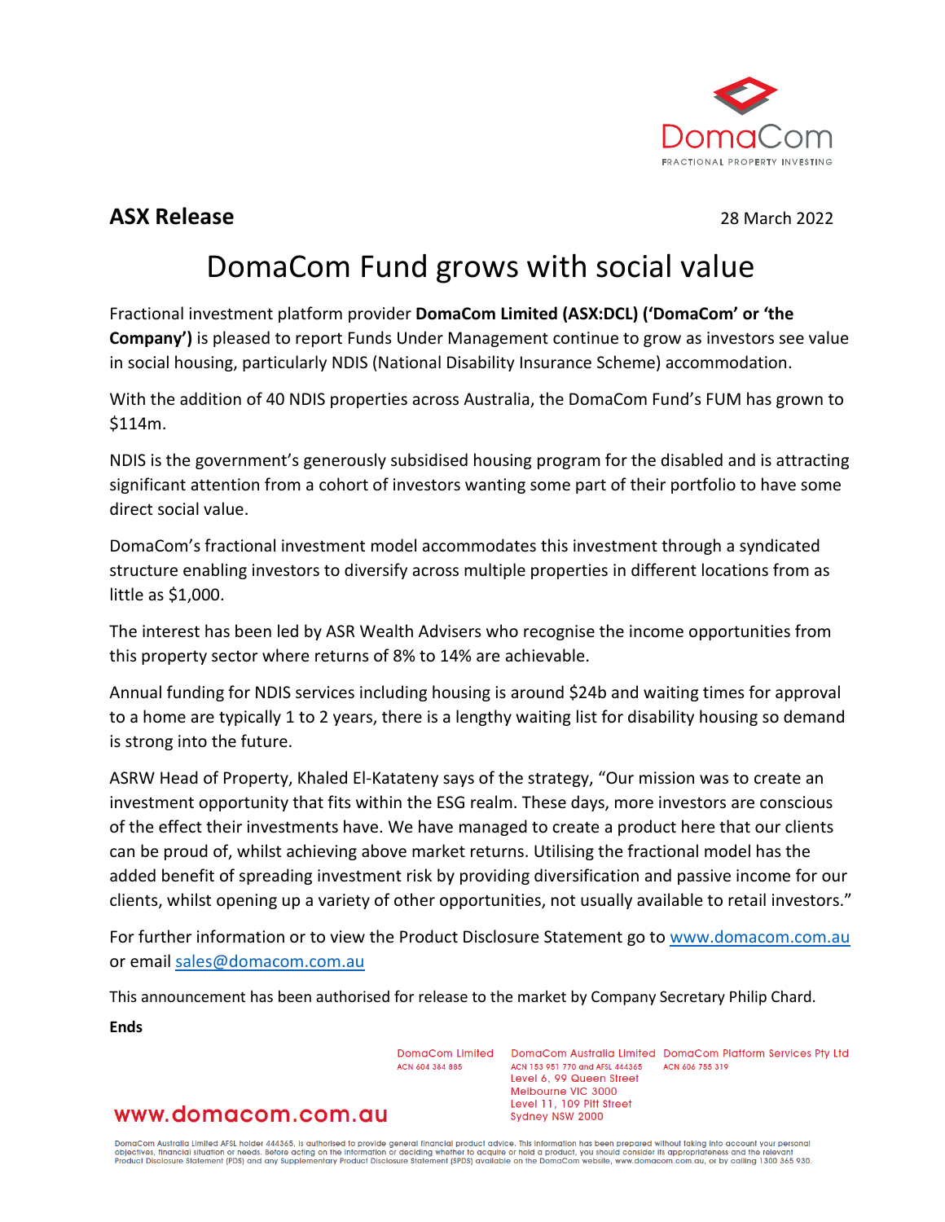DomaCom
FRACTIONAL PROPERTY INVESTING

**ASX Release** 28 March 2022

# DomaCom Fund grows with social value

Fractional investment platform provider **DomaCom Limited (ASX:DCL) ('DomaCom' or 'the Company')** is pleased to report Funds Under Management continue to grow as investors see value in social housing, particularly NDIS (National Disability Insurance Scheme) accommodation.

With the addition of 40 NDIS properties across Australia, the DomaCom Fund's FUM has grown to $114m.

NDIS is the government's generously subsidised housing program for the disabled and is attracting significant attention from a cohort of investors wanting some part of their portfolio to have some direct social value.

DomaCom's fractional investment model accommodates this investment through a syndicated structure enabling investors to diversify across multiple properties in different locations from as little as $1,000.

The interest has been led by ASR Wealth Advisers who recognise the income opportunities from this property sector where returns of 8% to 14% are achievable.

Annual funding for NDIS services including housing is around $24b and waiting times for approval to a home are typically 1 to 2 years, there is a lengthy waiting list for disability housing so demand is strong into the future.

ASRW Head of Property, Khaled El-Katateny says of the strategy, "Our mission was to create an investment opportunity that fits within the ESG realm. These days, more investors are conscious of the effect their investments have. We have managed to create a product here that our clients can be proud of, whilst achieving above market returns. Utilising the fractional model has the added benefit of spreading investment risk by providing diversification and passive income for our clients, whilst opening up a variety of other opportunities, not usually available to retail investors."

For further information or to view the Product Disclosure Statement go to [www.domacom.com.au](http://www.domacom.com.au) or email [sales@domacom.com.au](mailto:sales@domacom.com.au)

This announcement has been authorised for release to the market by Company Secretary Philip Chard.

**Ends**

DomaCom Limited
ACN 604 384 885

DomaCom Australia Limited
ACN 153 951 770 and AFSL 444365
Level 6, 99 Queen Street
Melbourne VIC 3000
Level 11, 109 Pitt Street
Sydney NSW 2000

DomaCom Platform Services Pty Ltd
ACN 606 755 319

www.domacom.com.au

DomaCom Australia Limited AFSL holder 444365, is authorised to provide general financial product advice. This information has been prepared without taking into account your personal objectives, financial situation or needs. Before acting on the information or deciding whether to acquire or hold a product, you should consider its appropriateness and the relevant Product Disclosure Statement (PDS) and any Supplementary Product Disclosure Statement (SPDS) available on the DomaCom website, www.domacom.com.au, or by calling 1300 365 930.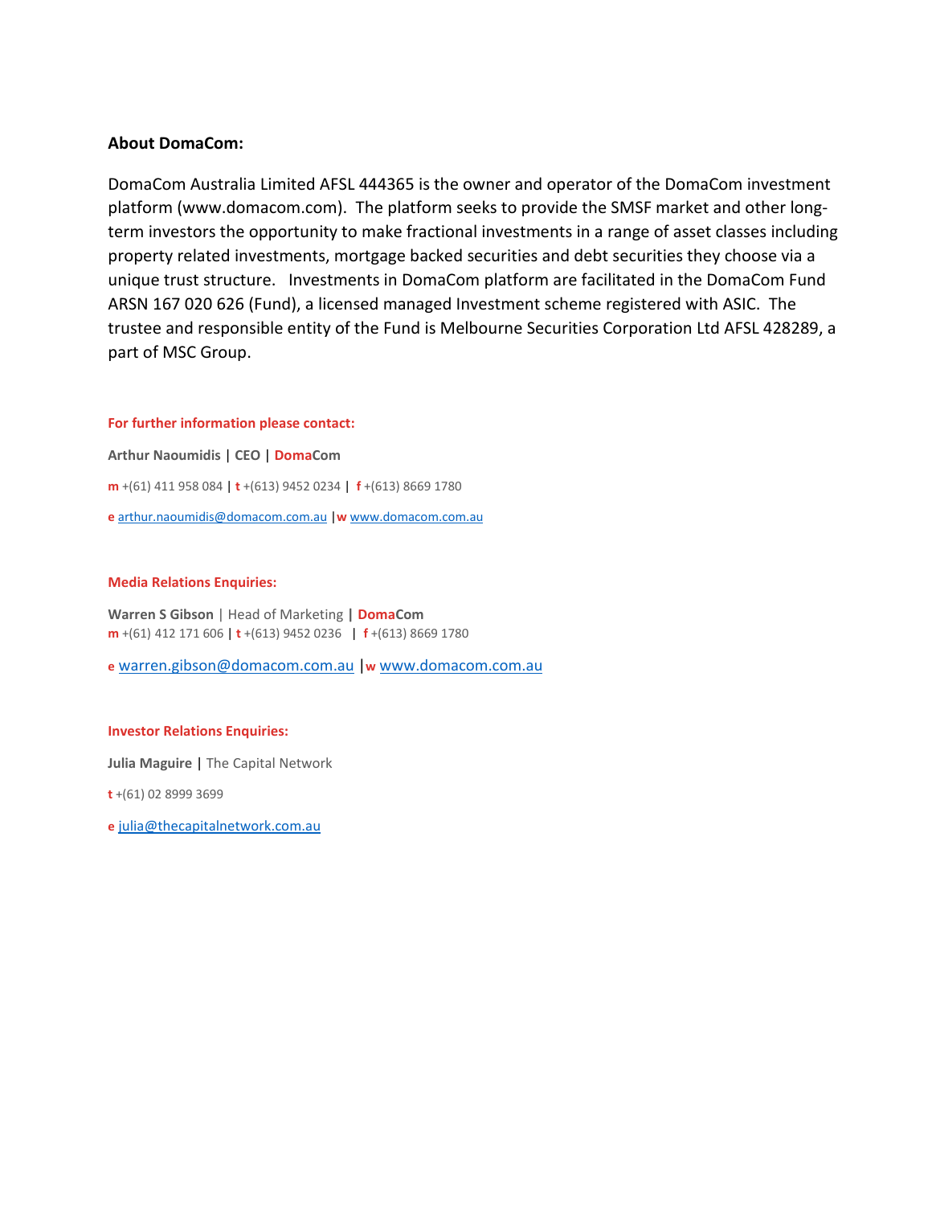**About DomaCom:**

DomaCom Australia Limited AFSL 444365 is the owner and operator of the DomaCom investment platform (www.domacom.com). The platform seeks to provide the SMSF market and other long-term investors the opportunity to make fractional investments in a range of asset classes including property related investments, mortgage backed securities and debt securities they choose via a unique trust structure. Investments in DomaCom platform are facilitated in the DomaCom Fund ARSN 167 020 626 (Fund), a licensed managed Investment scheme registered with ASIC. The trustee and responsible entity of the Fund is Melbourne Securities Corporation Ltd AFSL 428289, a part of MSC Group.

**For further information please contact:**

**Arthur Naoumidis** | **CEO** | **DomaCom**

**m** +(61) 411 958 084 | **t** +(613) 9452 0234 | **f** +(613) 8669 1780

**e** arthur.naoumidis@domacom.com.au |**w** www.domacom.com.au

**Media Relations Enquiries:**

**Warren S Gibson** | Head of Marketing | **DomaCom**
**m** +(61) 412 171 606 | **t** +(613) 9452 0236 | **f** +(613) 8669 1780

**e** warren.gibson@domacom.com.au |**w** www.domacom.com.au

**Investor Relations Enquiries:**

**Julia Maguire** | The Capital Network

**t** +(61) 02 8999 3699

**e** julia@thecapitalnetwork.com.au